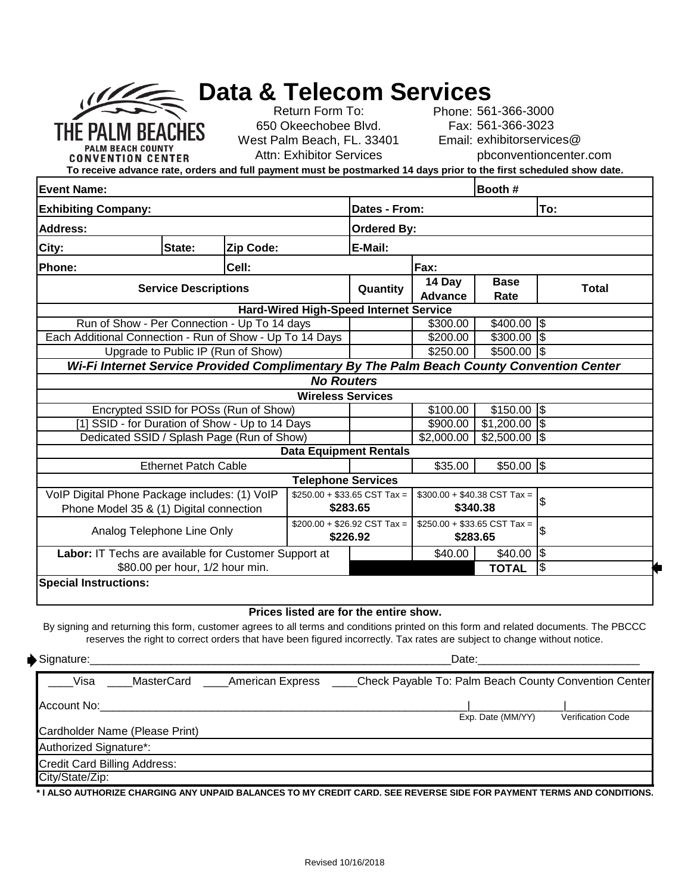THE PALM BEACHES
PALM BEACH COUNTY
CONVENTION CENTER

# Data & Telecom Services

Return Form To:
650 Okeechobee Blvd.
West Palm Beach, FL. 33401
Attn: Exhibitor Services

Phone: 561-366-3000
Fax: 561-366-3023
Email: exhibitorservices@pbconventioncenter.com

**To receive advance rate, orders and full payment must be postmarked 14 days prior to the first scheduled show date.**

| **Event Name:** | | | | **Booth #** | |
|---|---|---|---|---|---|
| **Exhibiting Company:** | | | **Dates - From:** | | **To:** |
| **Address:** | | | **Ordered By:** | | |
| **City:** | **State:** | **Zip Code:** | **E-Mail:** | | |
| **Phone:** | | **Cell:** | | **Fax:** | |

| **Service Descriptions** | **Quantity** | **14 Day Advance** | **Base Rate** | **Total** |
|---|---|---|---|---|
| **Hard-Wired High-Speed Internet Service** | | | | |
| Run of Show - Per Connection - Up To 14 days | | $300.00 | $400.00 | $ |
| Each Additional Connection - Run of Show - Up To 14 Days | | $200.00 | $300.00 | $ |
| Upgrade to Public IP (Run of Show) | | $250.00 | $500.00 | $ |
| ***Wi-Fi Internet Service Provided Complimentary By The Palm Beach County Convention Center*** | | | | |
| ***No Routers*** | | | | |
| **Wireless Services** | | | | |
| Encrypted SSID for POSs (Run of Show) | | $100.00 | $150.00 | $ |
| [1] SSID - for Duration of Show - Up to 14 Days | | $900.00 | $1,200.00 | $ |
| Dedicated SSID / Splash Page (Run of Show) | | $2,000.00 | $2,500.00 | $ |
| **Data Equipment Rentals** | | | | |
| Ethernet Patch Cable | | $35.00 | $50.00 | $ |
| **Telephone Services** | | | | |
| VoIP Digital Phone Package includes: (1) VoIP Phone Model 35 & (1) Digital connection | $250.00 + $33.65 CST Tax = **$283.65** | $300.00 + $40.38 CST Tax = **$340.38** | | $ |
| Analog Telephone Line Only | $200.00 + $26.92 CST Tax = **$226.92** | $250.00 + $33.65 CST Tax = **$283.65** | | $ |
| **Labor:** IT Techs are available for Customer Support at $80.00 per hour, 1/2 hour min. | | $40.00 | $40.00 | $ |
| | | | **TOTAL** | $ |

**Special Instructions:**

**Prices listed are for the entire show.**

By signing and returning this form, customer agrees to all terms and conditions printed on this form and related documents. The PBCCC reserves the right to correct orders that have been figured incorrectly. Tax rates are subject to change without notice.

Signature:_______________________________________________ Date:_______________________

____Visa ____MasterCard ____American Express ____Check Payable To: Palm Beach County Convention Center

Account No:_______________________________________________ | Exp. Date (MM/YY) | Verification Code

Cardholder Name (Please Print)

Authorized Signature*:

Credit Card Billing Address:

City/State/Zip:

**\* I ALSO AUTHORIZE CHARGING ANY UNPAID BALANCES TO MY CREDIT CARD. SEE REVERSE SIDE FOR PAYMENT TERMS AND CONDITIONS.**

Revised 10/16/2018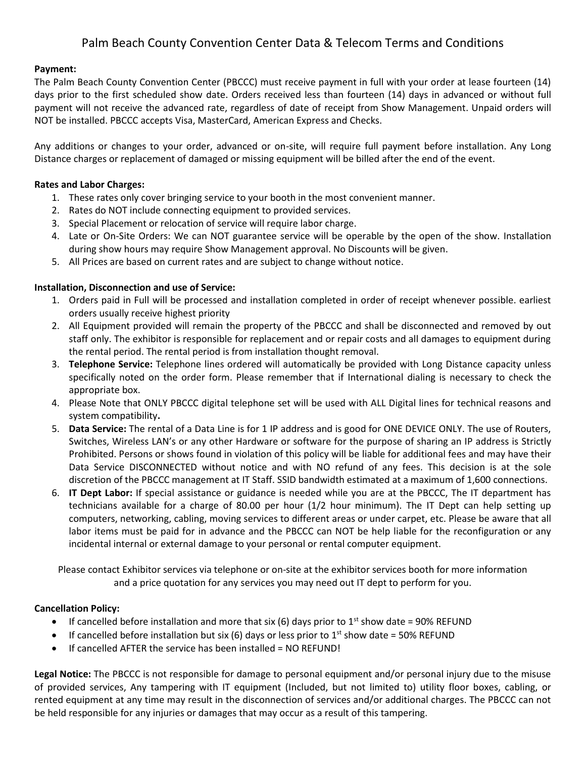# Palm Beach County Convention Center Data & Telecom Terms and Conditions

**Payment:**
The Palm Beach County Convention Center (PBCCC) must receive payment in full with your order at lease fourteen (14) days prior to the first scheduled show date. Orders received less than fourteen (14) days in advanced or without full payment will not receive the advanced rate, regardless of date of receipt from Show Management. Unpaid orders will NOT be installed. PBCCC accepts Visa, MasterCard, American Express and Checks.

Any additions or changes to your order, advanced or on-site, will require full payment before installation. Any Long Distance charges or replacement of damaged or missing equipment will be billed after the end of the event.

**Rates and Labor Charges:**

1. These rates only cover bringing service to your booth in the most convenient manner.
2. Rates do NOT include connecting equipment to provided services.
3. Special Placement or relocation of service will require labor charge.
4. Late or On-Site Orders: We can NOT guarantee service will be operable by the open of the show. Installation during show hours may require Show Management approval. No Discounts will be given.
5. All Prices are based on current rates and are subject to change without notice.

**Installation, Disconnection and use of Service:**

1. Orders paid in Full will be processed and installation completed in order of receipt whenever possible. earliest orders usually receive highest priority
2. All Equipment provided will remain the property of the PBCCC and shall be disconnected and removed by out staff only. The exhibitor is responsible for replacement and or repair costs and all damages to equipment during the rental period. The rental period is from installation thought removal.
3. **Telephone Service:** Telephone lines ordered will automatically be provided with Long Distance capacity unless specifically noted on the order form. Please remember that if International dialing is necessary to check the appropriate box.
4. Please Note that ONLY PBCCC digital telephone set will be used with ALL Digital lines for technical reasons and system compatibility**.**
5. **Data Service:** The rental of a Data Line is for 1 IP address and is good for ONE DEVICE ONLY. The use of Routers, Switches, Wireless LAN's or any other Hardware or software for the purpose of sharing an IP address is Strictly Prohibited. Persons or shows found in violation of this policy will be liable for additional fees and may have their Data Service DISCONNECTED without notice and with NO refund of any fees. This decision is at the sole discretion of the PBCCC management at IT Staff. SSID bandwidth estimated at a maximum of 1,600 connections.
6. **IT Dept Labor:** If special assistance or guidance is needed while you are at the PBCCC, The IT department has technicians available for a charge of 80.00 per hour (1/2 hour minimum). The IT Dept can help setting up computers, networking, cabling, moving services to different areas or under carpet, etc. Please be aware that all labor items must be paid for in advance and the PBCCC can NOT be help liable for the reconfiguration or any incidental internal or external damage to your personal or rental computer equipment.

Please contact Exhibitor services via telephone or on-site at the exhibitor services booth for more information and a price quotation for any services you may need out IT dept to perform for you.

**Cancellation Policy:**

- If cancelled before installation and more that six (6) days prior to 1st show date = 90% REFUND
- If cancelled before installation but six (6) days or less prior to 1st show date = 50% REFUND
- If cancelled AFTER the service has been installed = NO REFUND!

**Legal Notice:** The PBCCC is not responsible for damage to personal equipment and/or personal injury due to the misuse of provided services, Any tampering with IT equipment (Included, but not limited to) utility floor boxes, cabling, or rented equipment at any time may result in the disconnection of services and/or additional charges. The PBCCC can not be held responsible for any injuries or damages that may occur as a result of this tampering.